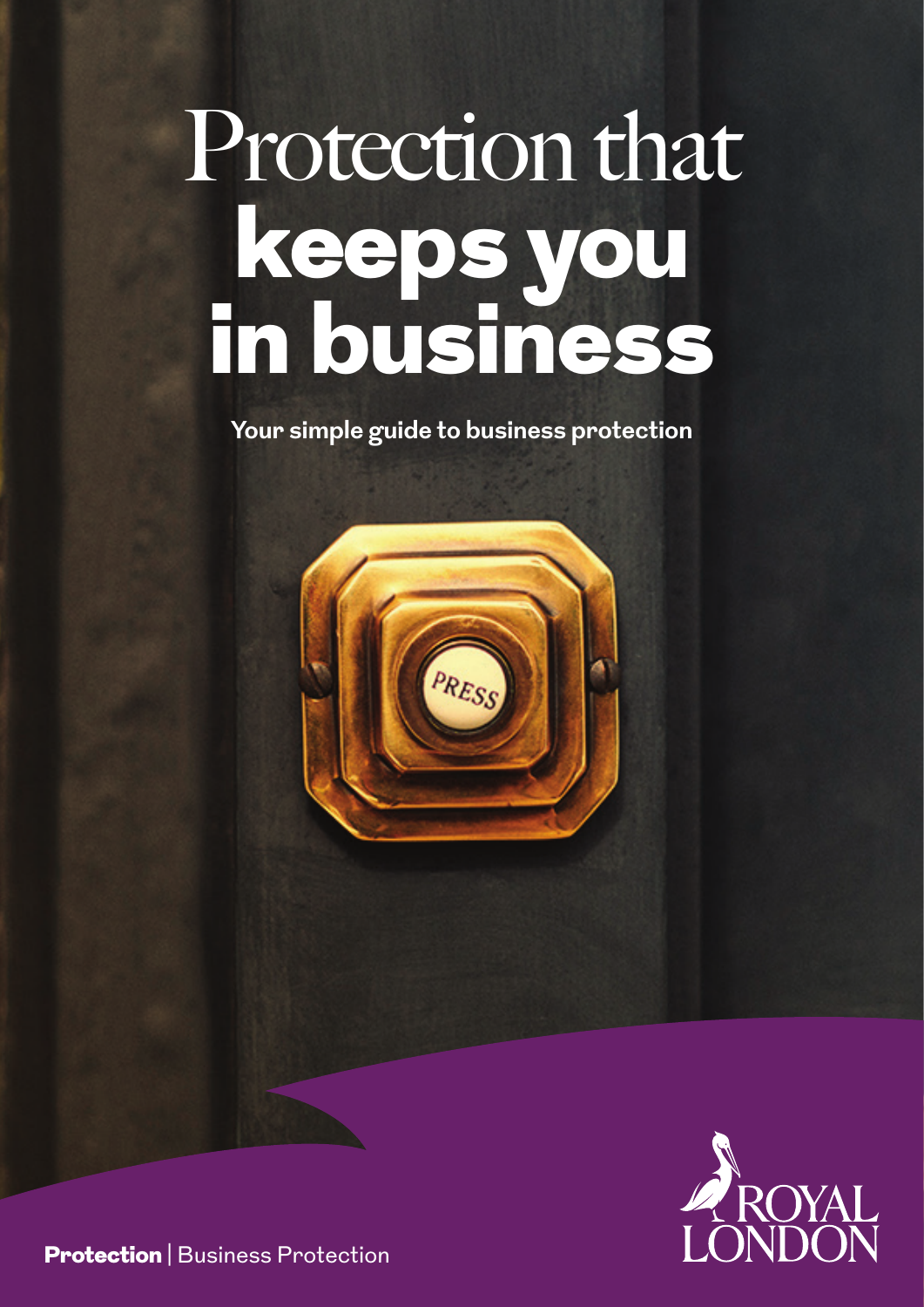# Protection that **keeps you in business**

**Your simple guide to business protection**

**Protection** | Business Protection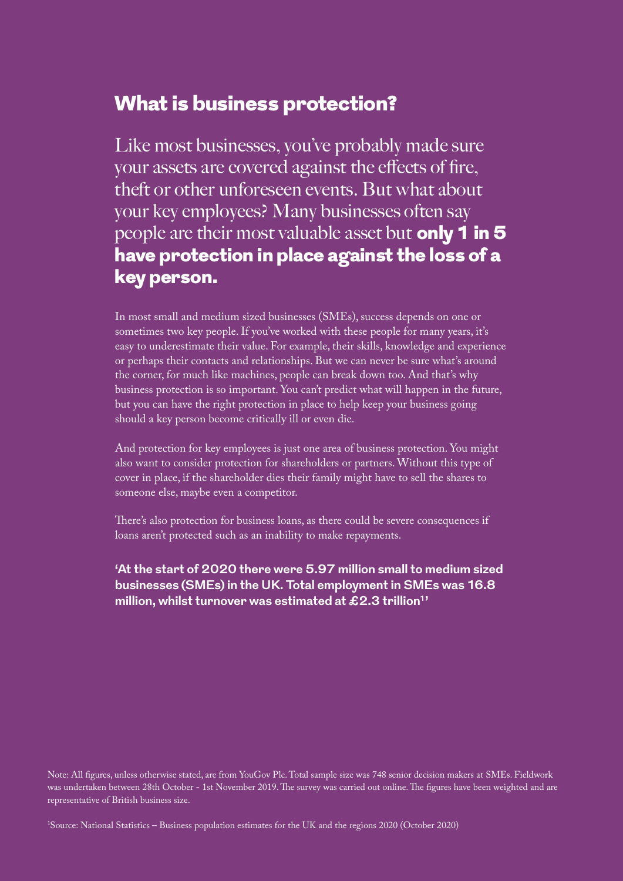# What is business protection?

Like most businesses, you've probably made sure your assets are covered against the effects of fire, theft or other unforeseen events. But what about your key employees? Many businesses often say people are their most valuable asset but **only 1 in 5 have protection in place against the loss of a key person.**

In most small and medium sized businesses (SMEs), success depends on one or sometimes two key people. If you've worked with these people for many years, it's easy to underestimate their value. For example, their skills, knowledge and experience or perhaps their contacts and relationships. But we can never be sure what's around the corner, for much like machines, people can break down too. And that's why business protection is so important. You can't predict what will happen in the future, but you can have the right protection in place to help keep your business going should a key person become critically ill or even die.

And protection for key employees is just one area of business protection. You might also want to consider protection for shareholders or partners. Without this type of cover in place, if the shareholder dies their family might have to sell the shares to someone else, maybe even a competitor.

There's also protection for business loans, as there could be severe consequences if loans aren't protected such as an inability to make repayments.

**'At the start of 2020 there were 5.97 million small to medium sized businesses (SMEs) in the UK. Total employment in SMEs was 16.8 million, whilst turnover was estimated at £2.3 trillion[1]'**

Note: All figures, unless otherwise stated, are from YouGov Plc. Total sample size was 748 senior decision makers at SMEs. Fieldwork was undertaken between 28th October - 1st November 2019. The survey was carried out online. The figures have been weighted and are representative of British business size.

[1]Source: National Statistics – Business population estimates for the UK and the regions 2020 (October 2020)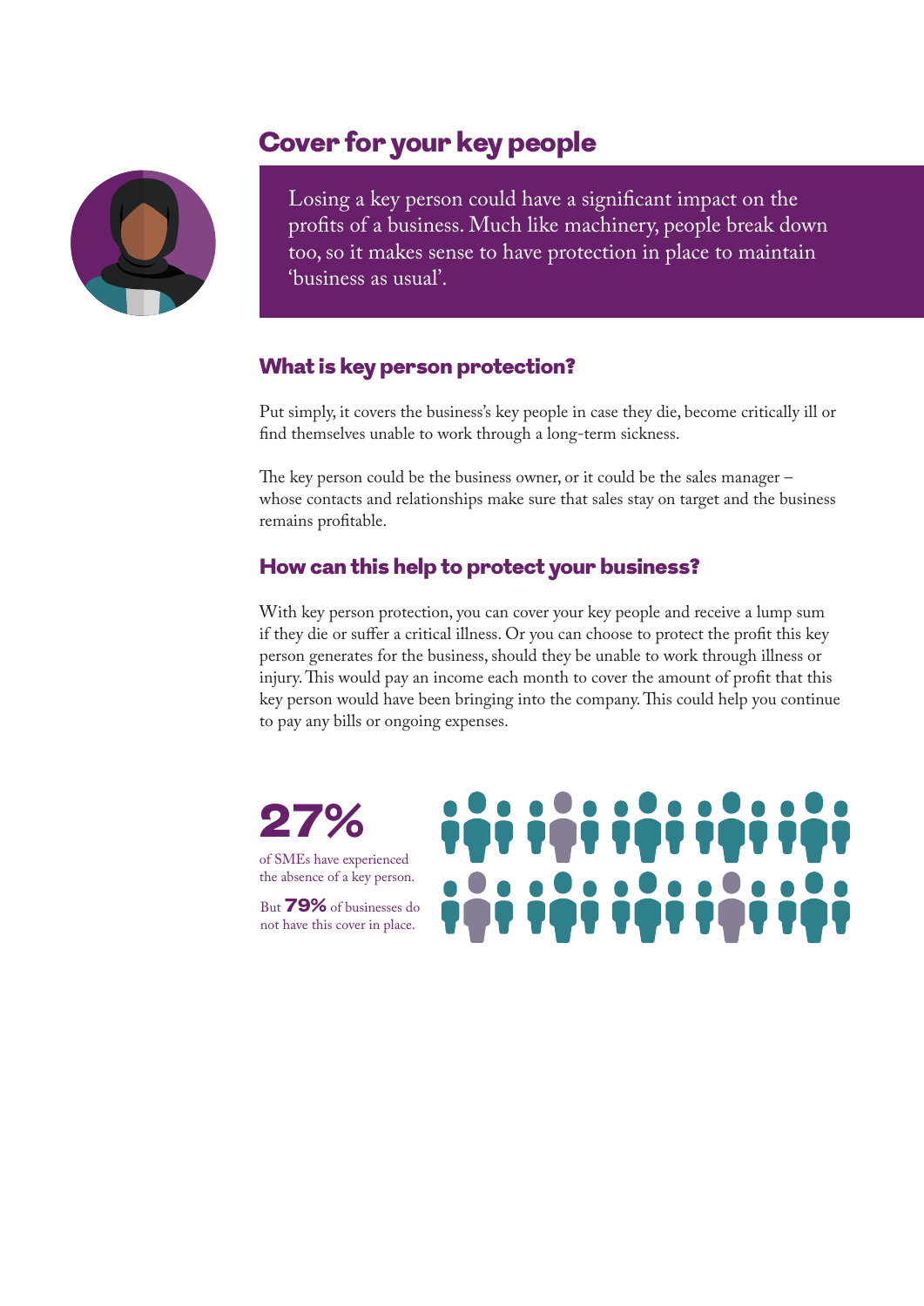# Cover for your key people

Losing a key person could have a significant impact on the profits of a business. Much like machinery, people break down too, so it makes sense to have protection in place to maintain 'business as usual'.

## What is key person protection?

Put simply, it covers the business's key people in case they die, become critically ill or find themselves unable to work through a long-term sickness.

The key person could be the business owner, or it could be the sales manager – whose contacts and relationships make sure that sales stay on target and the business remains profitable.

## How can this help to protect your business?

With key person protection, you can cover your key people and receive a lump sum if they die or suffer a critical illness. Or you can choose to protect the profit this key person generates for the business, should they be unable to work through illness or injury. This would pay an income each month to cover the amount of profit that this key person would have been bringing into the company. This could help you continue to pay any bills or ongoing expenses.

**27%**

of SMEs have experienced the absence of a key person.

But **79%** of businesses do not have this cover in place.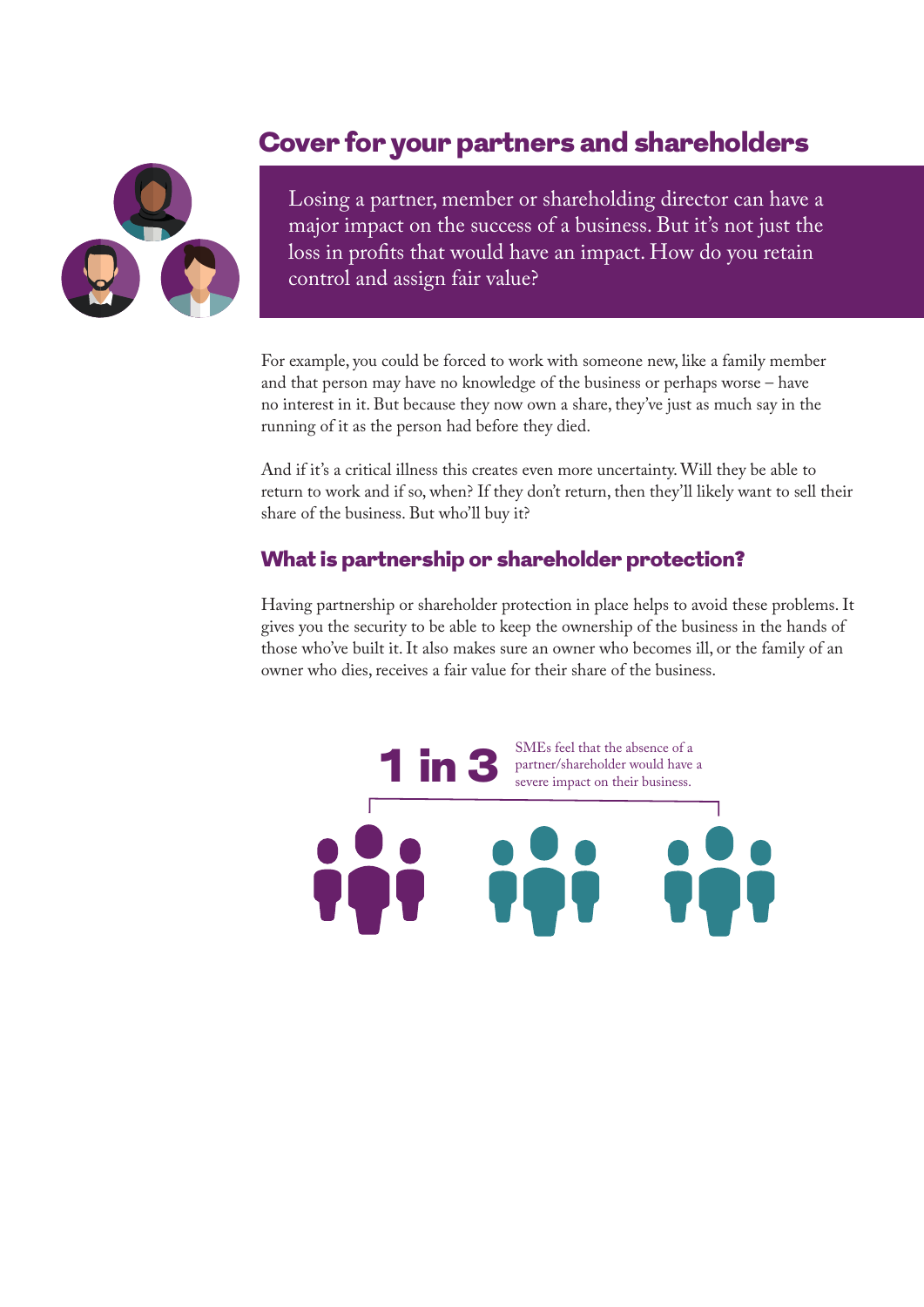## Cover for your partners and shareholders

Losing a partner, member or shareholding director can have a major impact on the success of a business. But it's not just the loss in profits that would have an impact. How do you retain control and assign fair value?

For example, you could be forced to work with someone new, like a family member and that person may have no knowledge of the business or perhaps worse – have no interest in it. But because they now own a share, they've just as much say in the running of it as the person had before they died.

And if it's a critical illness this creates even more uncertainty. Will they be able to return to work and if so, when? If they don't return, then they'll likely want to sell their share of the business. But who'll buy it?

### What is partnership or shareholder protection?

Having partnership or shareholder protection in place helps to avoid these problems. It gives you the security to be able to keep the ownership of the business in the hands of those who've built it. It also makes sure an owner who becomes ill, or the family of an owner who dies, receives a fair value for their share of the business.

**1 in 3** SMEs feel that the absence of a partner/shareholder would have a severe impact on their business.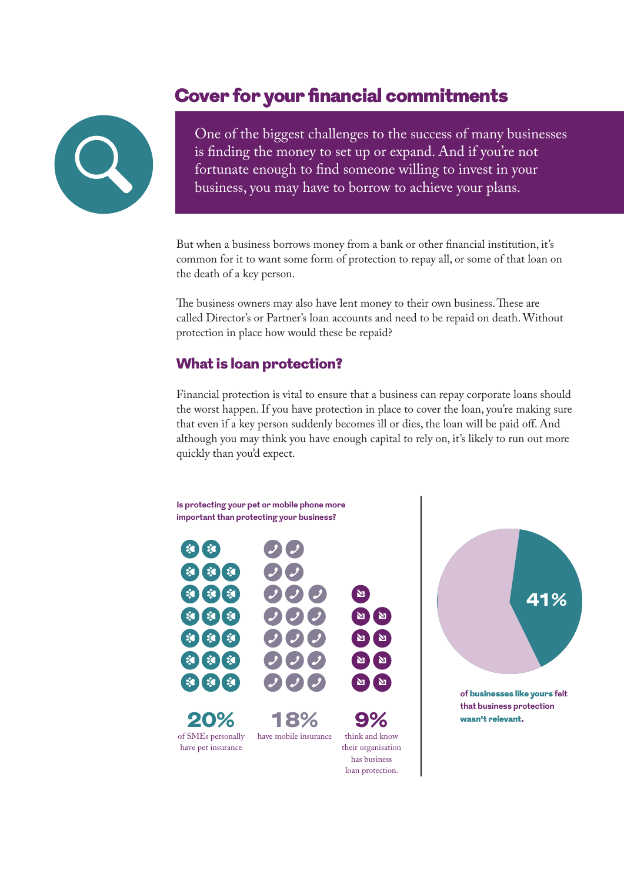## Cover for your financial commitments

One of the biggest challenges to the success of many businesses is finding the money to set up or expand. And if you're not fortunate enough to find someone willing to invest in your business, you may have to borrow to achieve your plans.

But when a business borrows money from a bank or other financial institution, it's common for it to want some form of protection to repay all, or some of that loan on the death of a key person.

The business owners may also have lent money to their own business. These are called Director's or Partner's loan accounts and need to be repaid on death. Without protection in place how would these be repaid?

### What is loan protection?

Financial protection is vital to ensure that a business can repay corporate loans should the worst happen. If you have protection in place to cover the loan, you're making sure that even if a key person suddenly becomes ill or dies, the loan will be paid off. And although you may think you have enough capital to rely on, it's likely to run out more quickly than you'd expect.

**Is protecting your pet or mobile phone more important than protecting your business?**

**20%** of SMEs personally have pet insurance

**18%** have mobile insurance

**9%** think and know their organisation has business loan protection.

**41%** of businesses like yours felt that business protection wasn't relevant.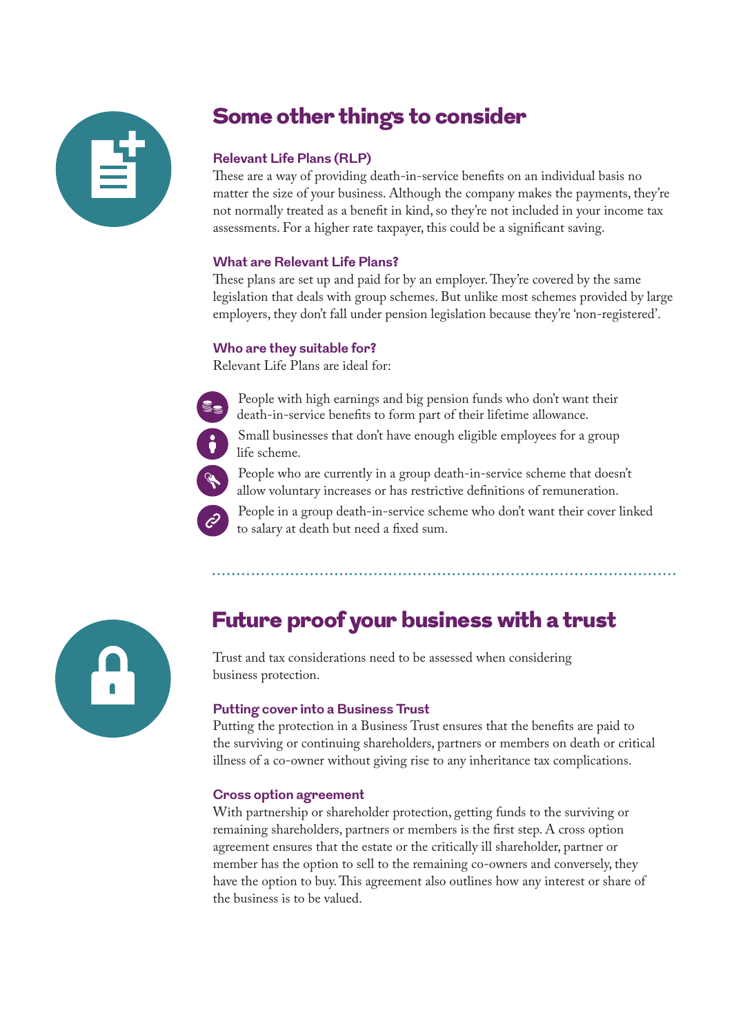## Some other things to consider

### Relevant Life Plans (RLP)

These are a way of providing death-in-service benefits on an individual basis no matter the size of your business. Although the company makes the payments, they're not normally treated as a benefit in kind, so they're not included in your income tax assessments. For a higher rate taxpayer, this could be a significant saving.

### What are Relevant Life Plans?

These plans are set up and paid for by an employer. They're covered by the same legislation that deals with group schemes. But unlike most schemes provided by large employers, they don't fall under pension legislation because they're 'non-registered'.

### Who are they suitable for?

Relevant Life Plans are ideal for:

- People with high earnings and big pension funds who don't want their death-in-service benefits to form part of their lifetime allowance.
- Small businesses that don't have enough eligible employees for a group life scheme.
- People who are currently in a group death-in-service scheme that doesn't allow voluntary increases or has restrictive definitions of remuneration.
- People in a group death-in-service scheme who don't want their cover linked to salary at death but need a fixed sum.

## Future proof your business with a trust

Trust and tax considerations need to be assessed when considering business protection.

### Putting cover into a Business Trust

Putting the protection in a Business Trust ensures that the benefits are paid to the surviving or continuing shareholders, partners or members on death or critical illness of a co-owner without giving rise to any inheritance tax complications.

### Cross option agreement

With partnership or shareholder protection, getting funds to the surviving or remaining shareholders, partners or members is the first step. A cross option agreement ensures that the estate or the critically ill shareholder, partner or member has the option to sell to the remaining co-owners and conversely, they have the option to buy. This agreement also outlines how any interest or share of the business is to be valued.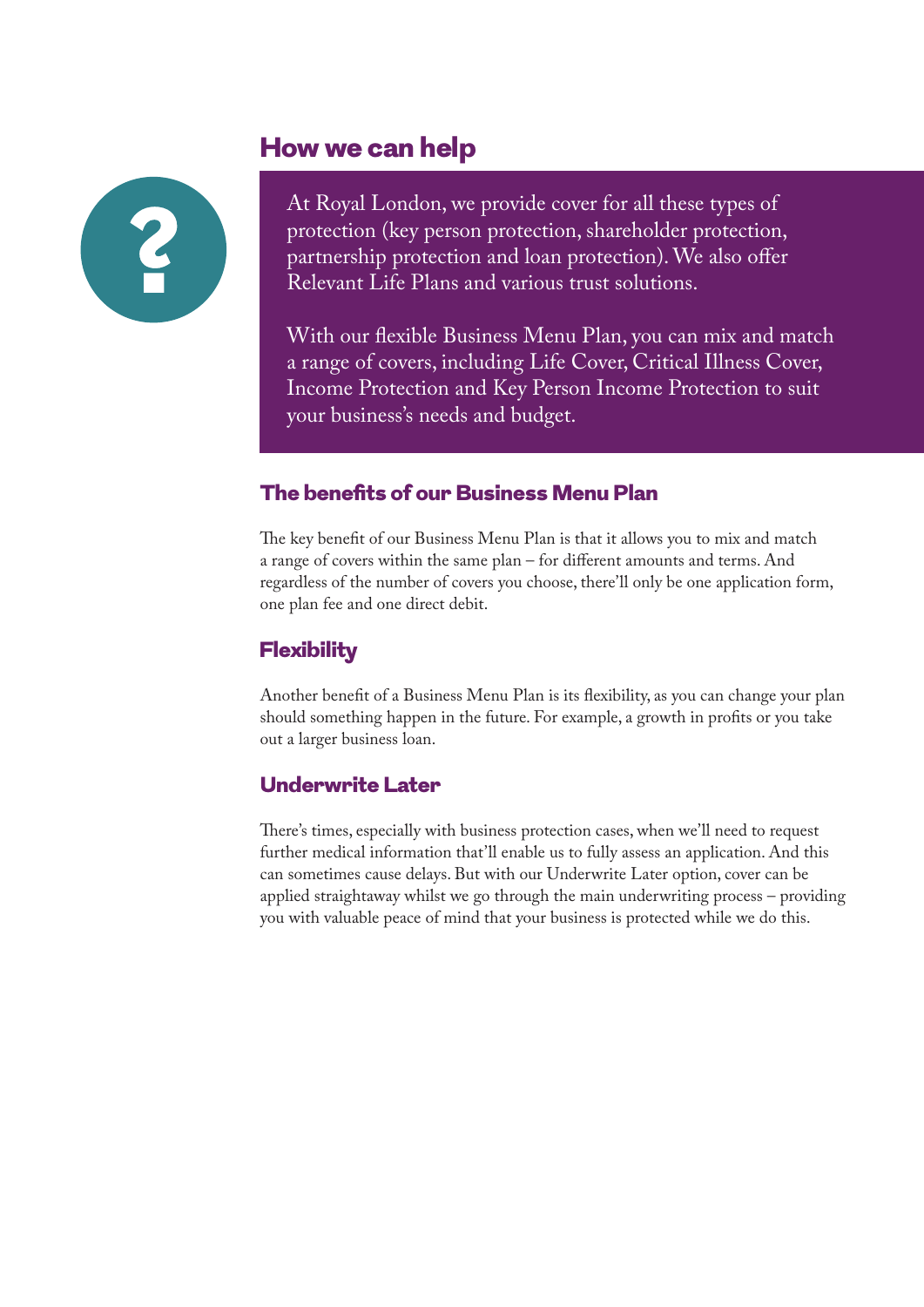## How we can help

At Royal London, we provide cover for all these types of protection (key person protection, shareholder protection, partnership protection and loan protection). We also offer Relevant Life Plans and various trust solutions.

With our flexible Business Menu Plan, you can mix and match a range of covers, including Life Cover, Critical Illness Cover, Income Protection and Key Person Income Protection to suit your business's needs and budget.

### The benefits of our Business Menu Plan

The key benefit of our Business Menu Plan is that it allows you to mix and match a range of covers within the same plan – for different amounts and terms. And regardless of the number of covers you choose, there'll only be one application form, one plan fee and one direct debit.

### Flexibility

Another benefit of a Business Menu Plan is its flexibility, as you can change your plan should something happen in the future. For example, a growth in profits or you take out a larger business loan.

### Underwrite Later

There's times, especially with business protection cases, when we'll need to request further medical information that'll enable us to fully assess an application. And this can sometimes cause delays. But with our Underwrite Later option, cover can be applied straightaway whilst we go through the main underwriting process – providing you with valuable peace of mind that your business is protected while we do this.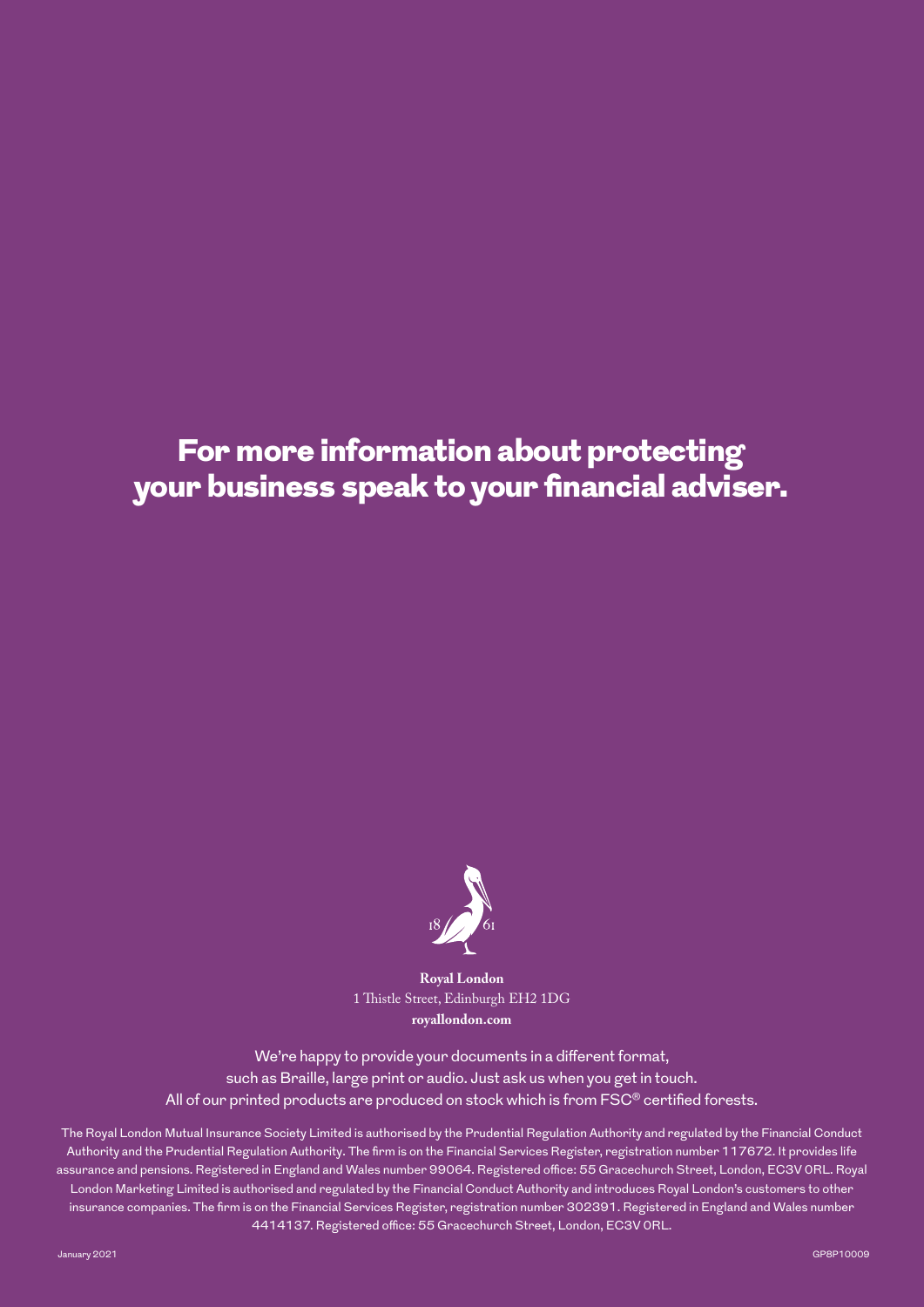## For more information about protecting your business speak to your financial adviser.

18 61

**Royal London**
1 Thistle Street, Edinburgh EH2 1DG
**royallondon.com**

We're happy to provide your documents in a different format, such as Braille, large print or audio. Just ask us when you get in touch. All of our printed products are produced on stock which is from FSC® certified forests.

The Royal London Mutual Insurance Society Limited is authorised by the Prudential Regulation Authority and regulated by the Financial Conduct Authority and the Prudential Regulation Authority. The firm is on the Financial Services Register, registration number 117672. It provides life assurance and pensions. Registered in England and Wales number 99064. Registered office: 55 Gracechurch Street, London, EC3V 0RL. Royal London Marketing Limited is authorised and regulated by the Financial Conduct Authority and introduces Royal London's customers to other insurance companies. The firm is on the Financial Services Register, registration number 302391. Registered in England and Wales number 4414137. Registered office: 55 Gracechurch Street, London, EC3V 0RL.

January 2021

GP8P10009